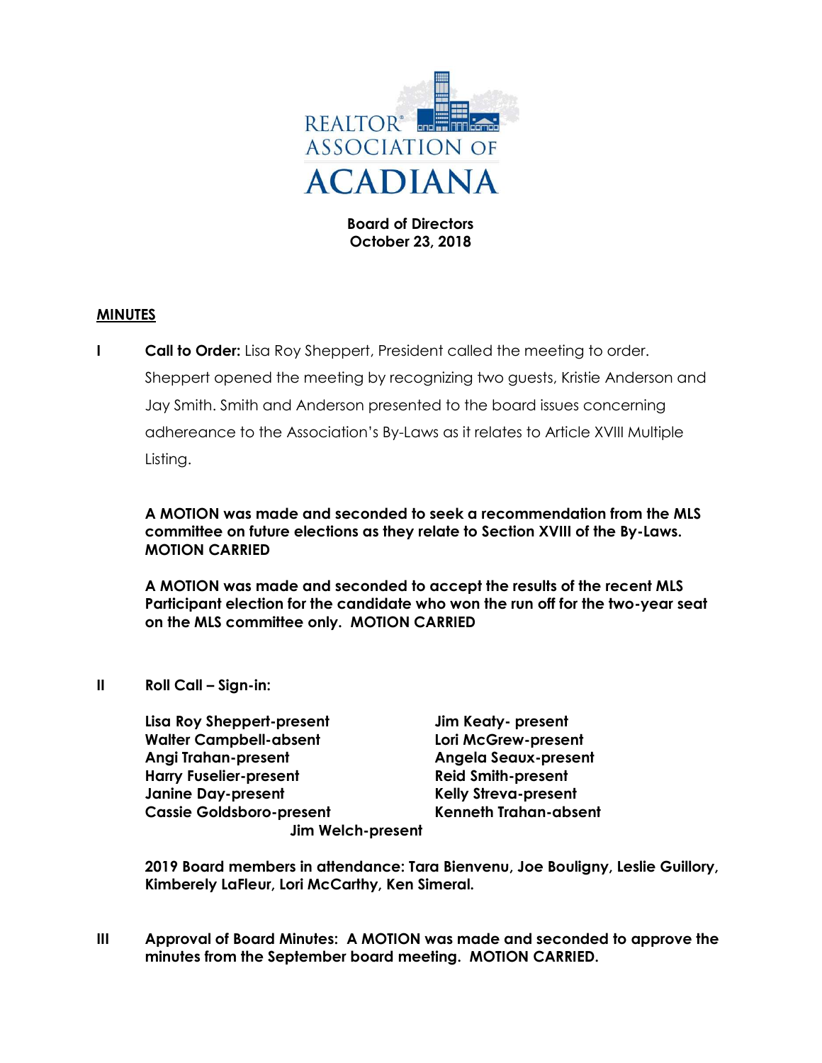**REALTOR® ASSOCIATION OF ACADIANA**

**Board of Directors**
**October 23, 2018**

**MINUTES**

**I Call to Order:** Lisa Roy Sheppert, President called the meeting to order. Sheppert opened the meeting by recognizing two guests, Kristie Anderson and Jay Smith. Smith and Anderson presented to the board issues concerning adhereance to the Association's By-Laws as it relates to Article XVIII Multiple Listing.

**A MOTION was made and seconded to seek a recommendation from the MLS committee on future elections as they relate to Section XVIII of the By-Laws. MOTION CARRIED**

**A MOTION was made and seconded to accept the results of the recent MLS Participant election for the candidate who won the run off for the two-year seat on the MLS committee only. MOTION CARRIED**

**II Roll Call – Sign-in:**

**Lisa Roy Sheppert-present**
**Walter Campbell-absent**
**Angi Trahan-present**
**Harry Fuselier-present**
**Janine Day-present**
**Cassie Goldsboro-present**
**Jim Keaty- present**
**Lori McGrew-present**
**Angela Seaux-present**
**Reid Smith-present**
**Kelly Streva-present**
**Kenneth Trahan-absent**
**Jim Welch-present**

**2019 Board members in attendance: Tara Bienvenu, Joe Bouligny, Leslie Guillory, Kimberely LaFleur, Lori McCarthy, Ken Simeral.**

**III Approval of Board Minutes: A MOTION was made and seconded to approve the minutes from the September board meeting. MOTION CARRIED.**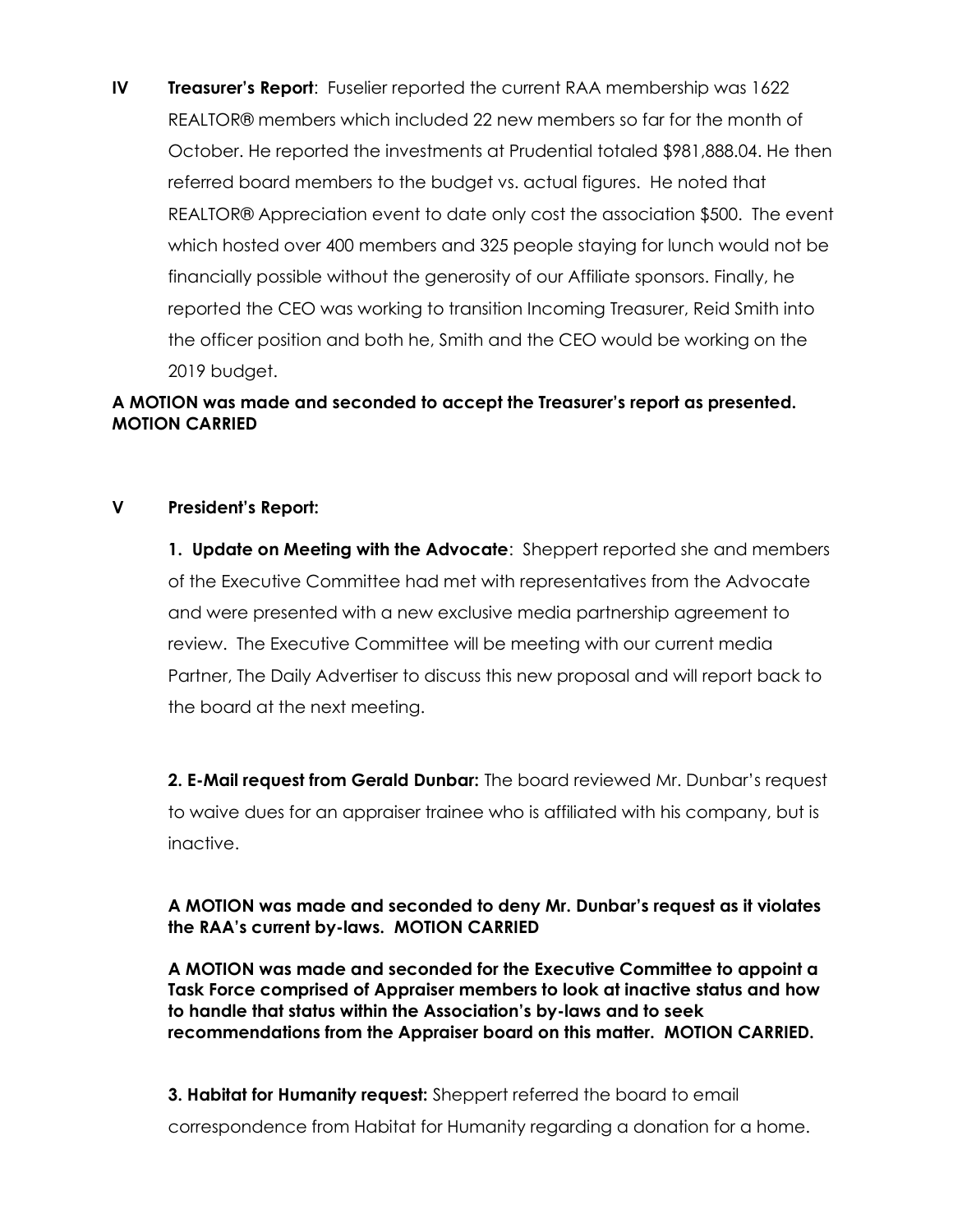**IV Treasurer's Report**: Fuselier reported the current RAA membership was 1622 REALTOR® members which included 22 new members so far for the month of October. He reported the investments at Prudential totaled $981,888.04. He then referred board members to the budget vs. actual figures. He noted that REALTOR® Appreciation event to date only cost the association $500. The event which hosted over 400 members and 325 people staying for lunch would not be financially possible without the generosity of our Affiliate sponsors. Finally, he reported the CEO was working to transition Incoming Treasurer, Reid Smith into the officer position and both he, Smith and the CEO would be working on the 2019 budget.

**A MOTION was made and seconded to accept the Treasurer's report as presented. MOTION CARRIED**

**V President's Report:**

**1. Update on Meeting with the Advocate**: Sheppert reported she and members of the Executive Committee had met with representatives from the Advocate and were presented with a new exclusive media partnership agreement to review. The Executive Committee will be meeting with our current media Partner, The Daily Advertiser to discuss this new proposal and will report back to the board at the next meeting.

**2. E-Mail request from Gerald Dunbar:** The board reviewed Mr. Dunbar's request to waive dues for an appraiser trainee who is affiliated with his company, but is inactive.

**A MOTION was made and seconded to deny Mr. Dunbar's request as it violates the RAA's current by-laws. MOTION CARRIED**

**A MOTION was made and seconded for the Executive Committee to appoint a Task Force comprised of Appraiser members to look at inactive status and how to handle that status within the Association's by-laws and to seek recommendations from the Appraiser board on this matter. MOTION CARRIED.**

**3. Habitat for Humanity request:** Sheppert referred the board to email correspondence from Habitat for Humanity regarding a donation for a home.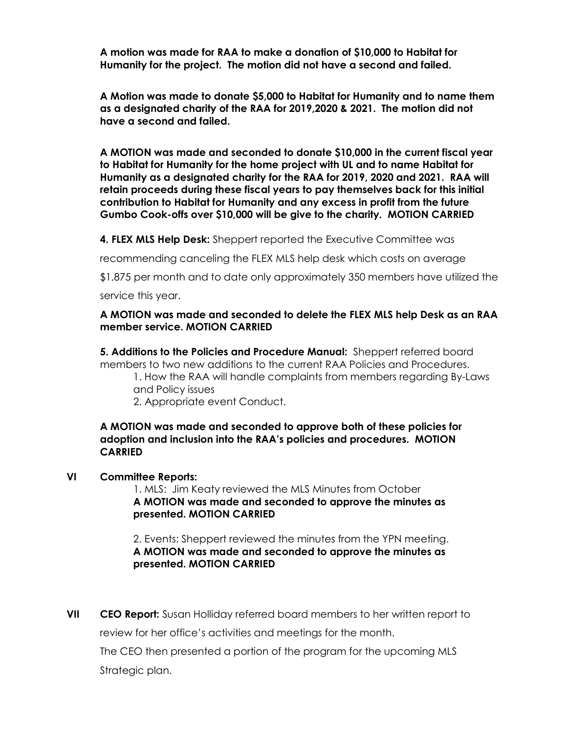**A motion was made for RAA to make a donation of $10,000 to Habitat for Humanity for the project. The motion did not have a second and failed.**

**A Motion was made to donate $5,000 to Habitat for Humanity and to name them as a designated charity of the RAA for 2019,2020 & 2021. The motion did not have a second and failed.**

**A MOTION was made and seconded to donate $10,000 in the current fiscal year to Habitat for Humanity for the home project with UL and to name Habitat for Humanity as a designated charity for the RAA for 2019, 2020 and 2021. RAA will retain proceeds during these fiscal years to pay themselves back for this initial contribution to Habitat for Humanity and any excess in profit from the future Gumbo Cook-offs over $10,000 will be give to the charity. MOTION CARRIED**

**4. FLEX MLS Help Desk:** Sheppert reported the Executive Committee was recommending canceling the FLEX MLS help desk which costs on average $1,875 per month and to date only approximately 350 members have utilized the service this year.

**A MOTION was made and seconded to delete the FLEX MLS help Desk as an RAA member service. MOTION CARRIED**

**5. Additions to the Policies and Procedure Manual:** Sheppert referred board members to two new additions to the current RAA Policies and Procedures.

1. How the RAA will handle complaints from members regarding By-Laws and Policy issues
2. Appropriate event Conduct.

**A MOTION was made and seconded to approve both of these policies for adoption and inclusion into the RAA's policies and procedures. MOTION CARRIED**

**VI Committee Reports:**

1. MLS: Jim Keaty reviewed the MLS Minutes from October
**A MOTION was made and seconded to approve the minutes as presented. MOTION CARRIED**

2. Events: Sheppert reviewed the minutes from the YPN meeting.
**A MOTION was made and seconded to approve the minutes as presented. MOTION CARRIED**

**VII CEO Report:** Susan Holliday referred board members to her written report to review for her office's activities and meetings for the month.

The CEO then presented a portion of the program for the upcoming MLS Strategic plan.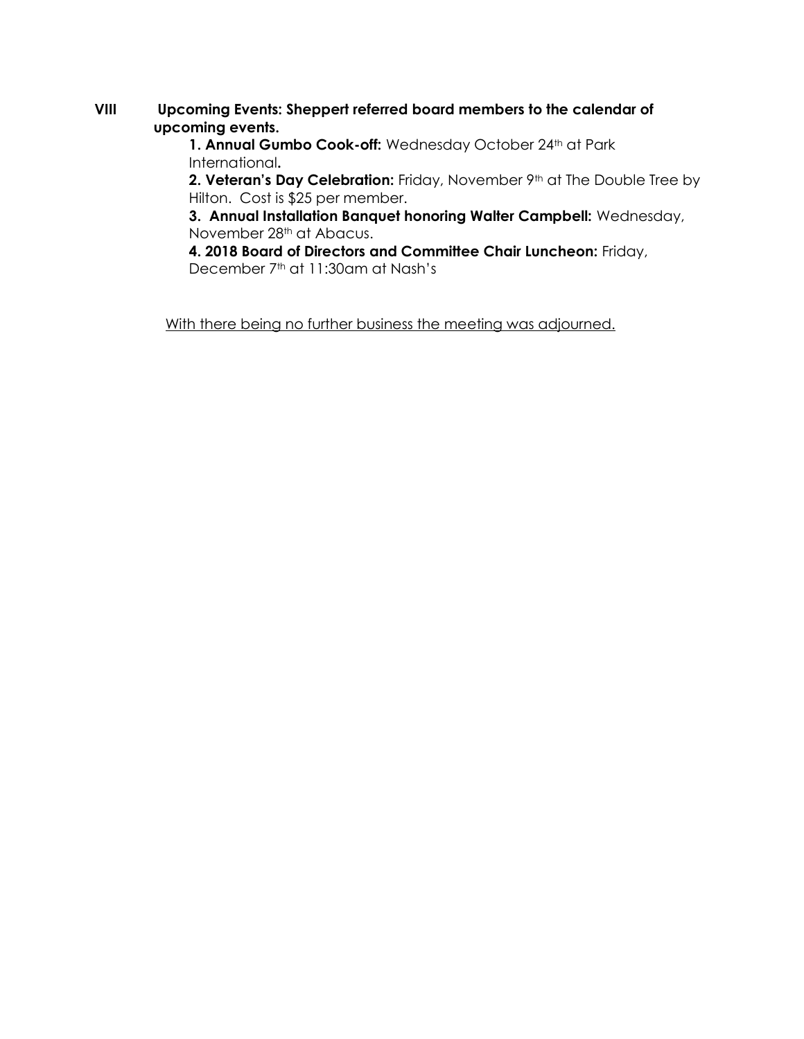**VIII Upcoming Events: Sheppert referred board members to the calendar of upcoming events.**

**1. Annual Gumbo Cook-off:** Wednesday October 24th at Park International**.**

**2. Veteran's Day Celebration:** Friday, November 9th at The Double Tree by Hilton. Cost is $25 per member.

**3. Annual Installation Banquet honoring Walter Campbell:** Wednesday, November 28th at Abacus.

**4. 2018 Board of Directors and Committee Chair Luncheon:** Friday, December 7th at 11:30am at Nash's

<u>With there being no further business the meeting was adjourned.</u>